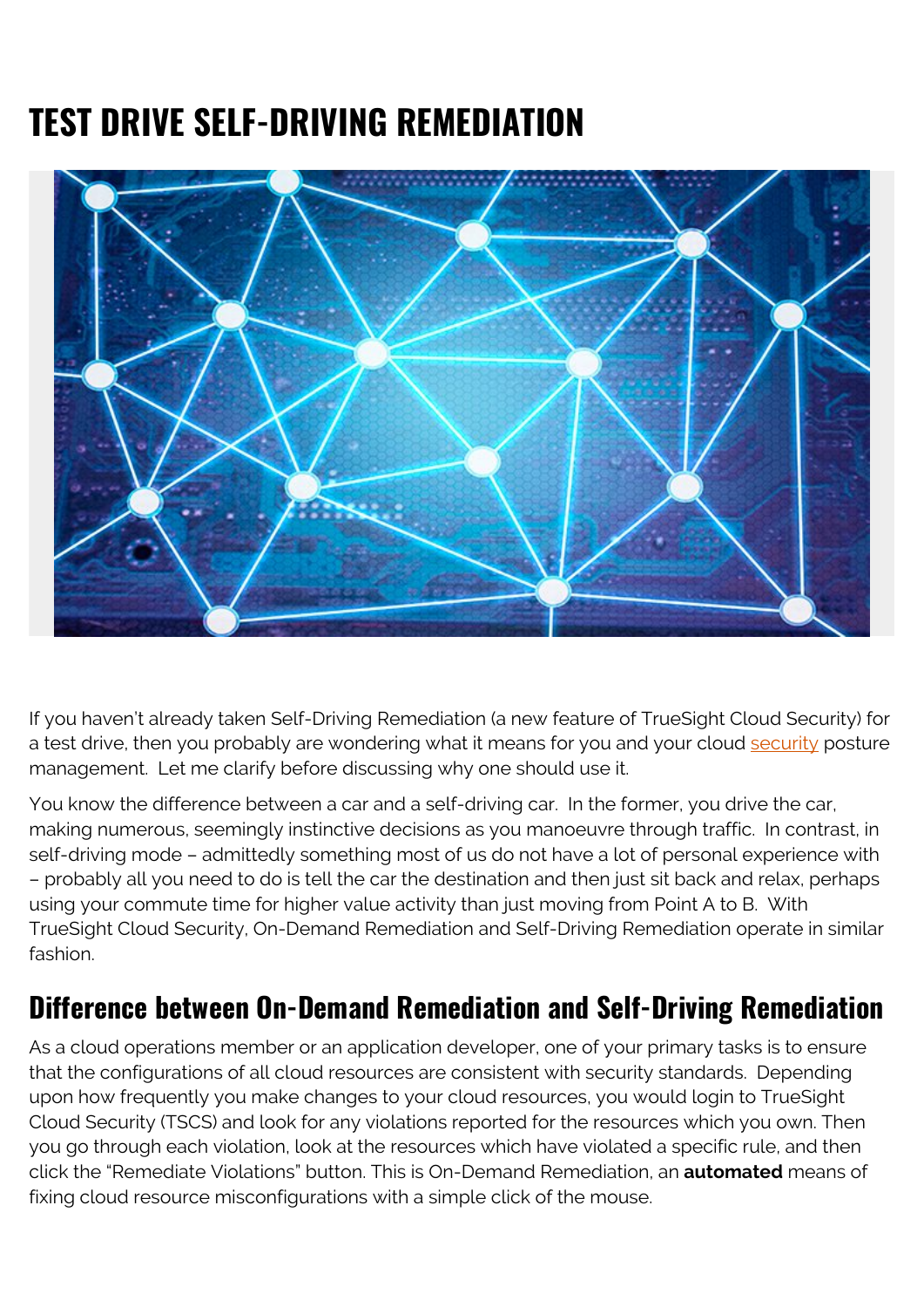# TEST DRIVE SELF-DRIVING REMEDIATION

If you haven't already taken Self-Driving Remediation (a new feature of TrueSight Cloud Security) for a test drive, then you probably are wondering what it means for you and your cloud security posture management. Let me clarify before discussing why one should use it.

You know the difference between a car and a self-driving car. In the former, you drive the car, making numerous, seemingly instinctive decisions as you manoeuvre through traffic. In contrast, in self-driving mode – admittedly something most of us do not have a lot of personal experience with – probably all you need to do is tell the car the destination and then just sit back and relax, perhaps using your commute time for higher value activity than just moving from Point A to B. With TrueSight Cloud Security, On-Demand Remediation and Self-Driving Remediation operate in similar fashion.

## Difference between On-Demand Remediation and Self-Driving Remediation

As a cloud operations member or an application developer, one of your primary tasks is to ensure that the configurations of all cloud resources are consistent with security standards. Depending upon how frequently you make changes to your cloud resources, you would login to TrueSight Cloud Security (TSCS) and look for any violations reported for the resources which you own. Then you go through each violation, look at the resources which have violated a specific rule, and then click the "Remediate Violations" button. This is On-Demand Remediation, an **automated** means of fixing cloud resource misconfigurations with a simple click of the mouse.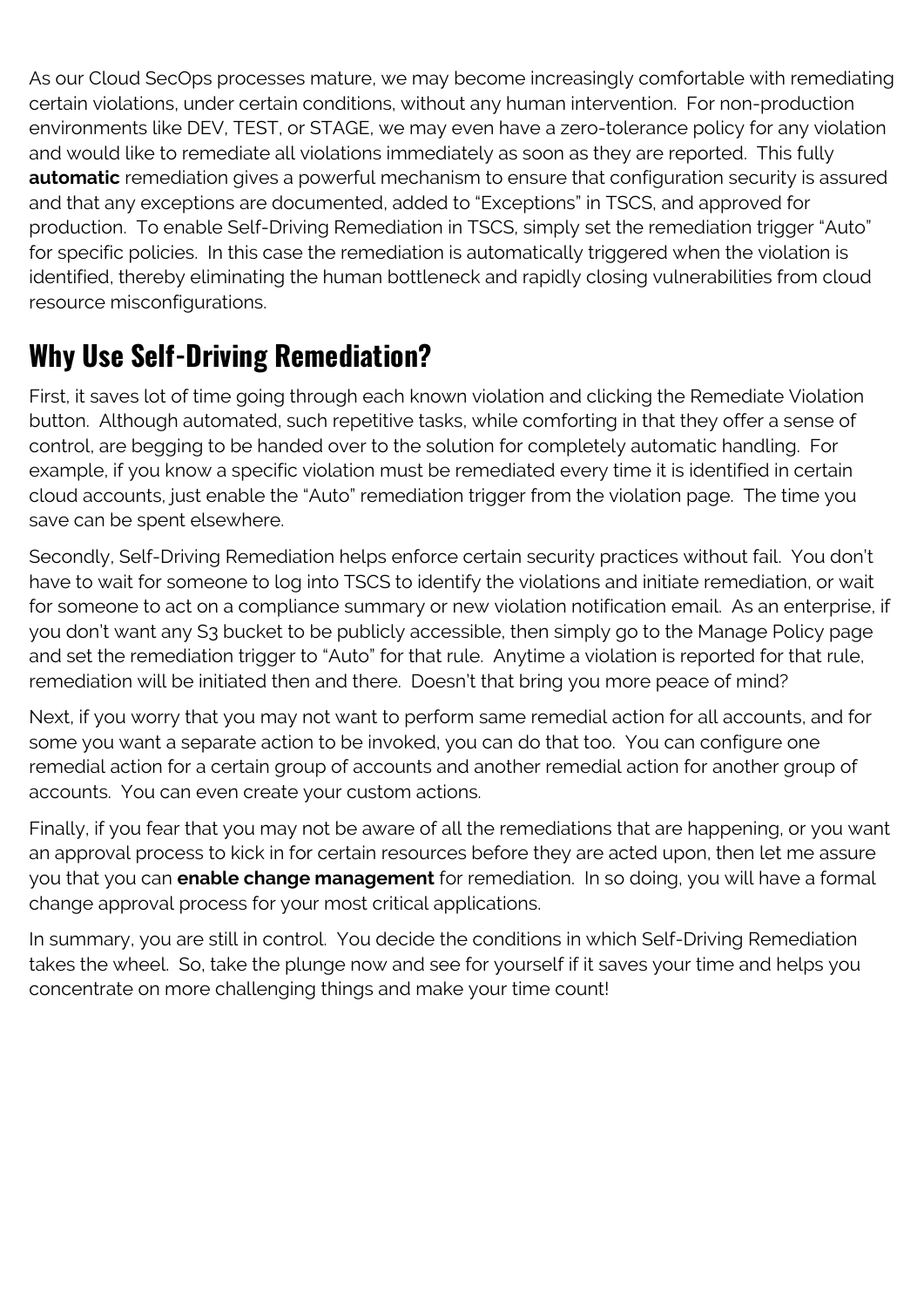As our Cloud SecOps processes mature, we may become increasingly comfortable with remediating certain violations, under certain conditions, without any human intervention.  For non-production environments like DEV, TEST, or STAGE, we may even have a zero-tolerance policy for any violation and would like to remediate all violations immediately as soon as they are reported.  This fully **automatic** remediation gives a powerful mechanism to ensure that configuration security is assured and that any exceptions are documented, added to "Exceptions" in TSCS, and approved for production.  To enable Self-Driving Remediation in TSCS, simply set the remediation trigger "Auto" for specific policies.  In this case the remediation is automatically triggered when the violation is identified, thereby eliminating the human bottleneck and rapidly closing vulnerabilities from cloud resource misconfigurations.

## Why Use Self-Driving Remediation?

First, it saves lot of time going through each known violation and clicking the Remediate Violation button.  Although automated, such repetitive tasks, while comforting in that they offer a sense of control, are begging to be handed over to the solution for completely automatic handling.  For example, if you know a specific violation must be remediated every time it is identified in certain cloud accounts, just enable the "Auto" remediation trigger from the violation page.  The time you save can be spent elsewhere.

Secondly, Self-Driving Remediation helps enforce certain security practices without fail.  You don't have to wait for someone to log into TSCS to identify the violations and initiate remediation, or wait for someone to act on a compliance summary or new violation notification email.  As an enterprise, if you don't want any S3 bucket to be publicly accessible, then simply go to the Manage Policy page and set the remediation trigger to "Auto" for that rule.  Anytime a violation is reported for that rule, remediation will be initiated then and there.  Doesn't that bring you more peace of mind?

Next, if you worry that you may not want to perform same remedial action for all accounts, and for some you want a separate action to be invoked, you can do that too.  You can configure one remedial action for a certain group of accounts and another remedial action for another group of accounts.  You can even create your custom actions.

Finally, if you fear that you may not be aware of all the remediations that are happening, or you want an approval process to kick in for certain resources before they are acted upon, then let me assure you that you can **enable change management** for remediation.  In so doing, you will have a formal change approval process for your most critical applications.

In summary, you are still in control.  You decide the conditions in which Self-Driving Remediation takes the wheel.  So, take the plunge now and see for yourself if it saves your time and helps you concentrate on more challenging things and make your time count!